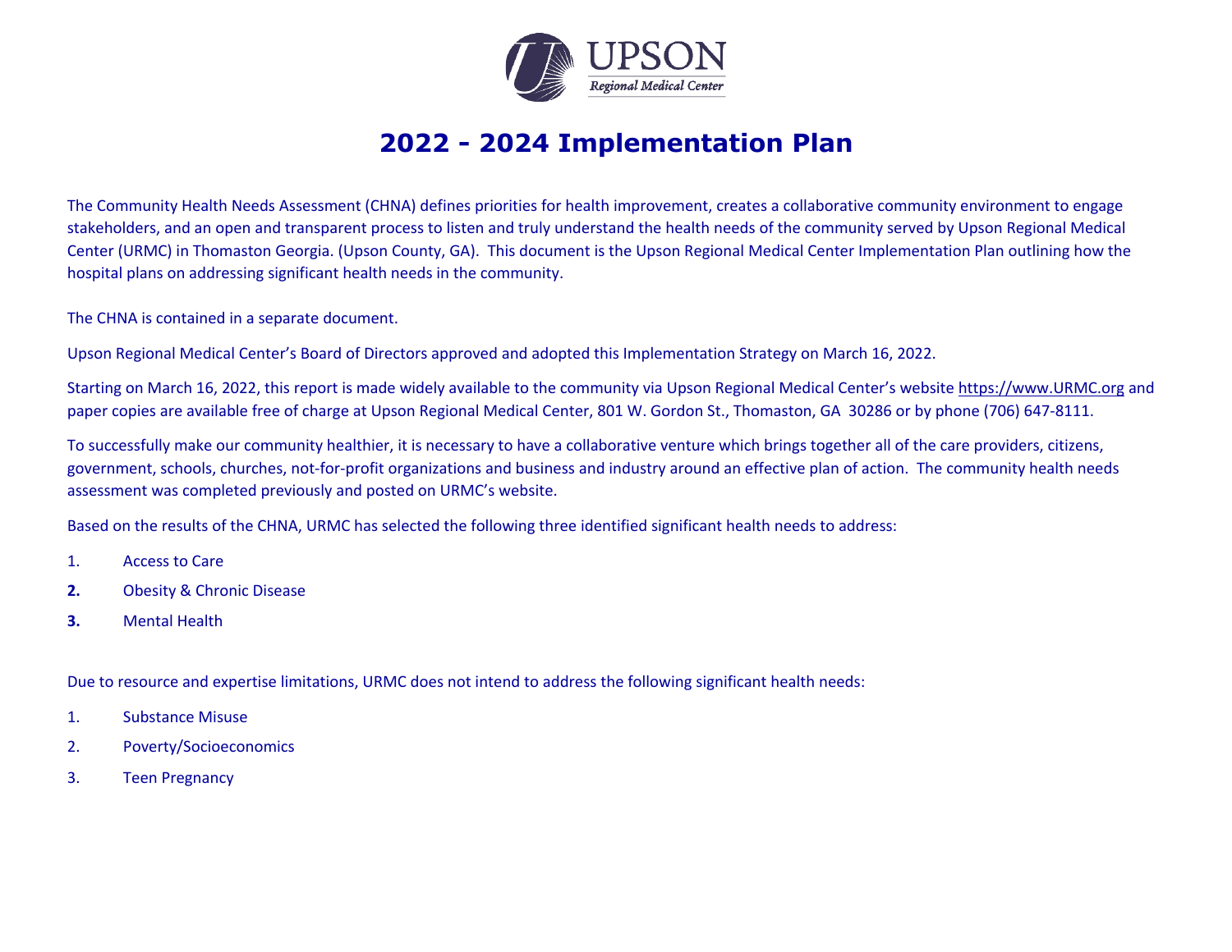UPSON
Regional Medical Center

# 2022 - 2024 Implementation Plan

The Community Health Needs Assessment (CHNA) defines priorities for health improvement, creates a collaborative community environment to engage stakeholders, and an open and transparent process to listen and truly understand the health needs of the community served by Upson Regional Medical Center (URMC) in Thomaston Georgia. (Upson County, GA). This document is the Upson Regional Medical Center Implementation Plan outlining how the hospital plans on addressing significant health needs in the community.

The CHNA is contained in a separate document.

Upson Regional Medical Center's Board of Directors approved and adopted this Implementation Strategy on March 16, 2022.

Starting on March 16, 2022, this report is made widely available to the community via Upson Regional Medical Center's website https://www.URMC.org and paper copies are available free of charge at Upson Regional Medical Center, 801 W. Gordon St., Thomaston, GA 30286 or by phone (706) 647-8111.

To successfully make our community healthier, it is necessary to have a collaborative venture which brings together all of the care providers, citizens, government, schools, churches, not-for-profit organizations and business and industry around an effective plan of action. The community health needs assessment was completed previously and posted on URMC's website.

Based on the results of the CHNA, URMC has selected the following three identified significant health needs to address:

1. Access to Care
2. Obesity & Chronic Disease
3. Mental Health

Due to resource and expertise limitations, URMC does not intend to address the following significant health needs:

1. Substance Misuse
2. Poverty/Socioeconomics
3. Teen Pregnancy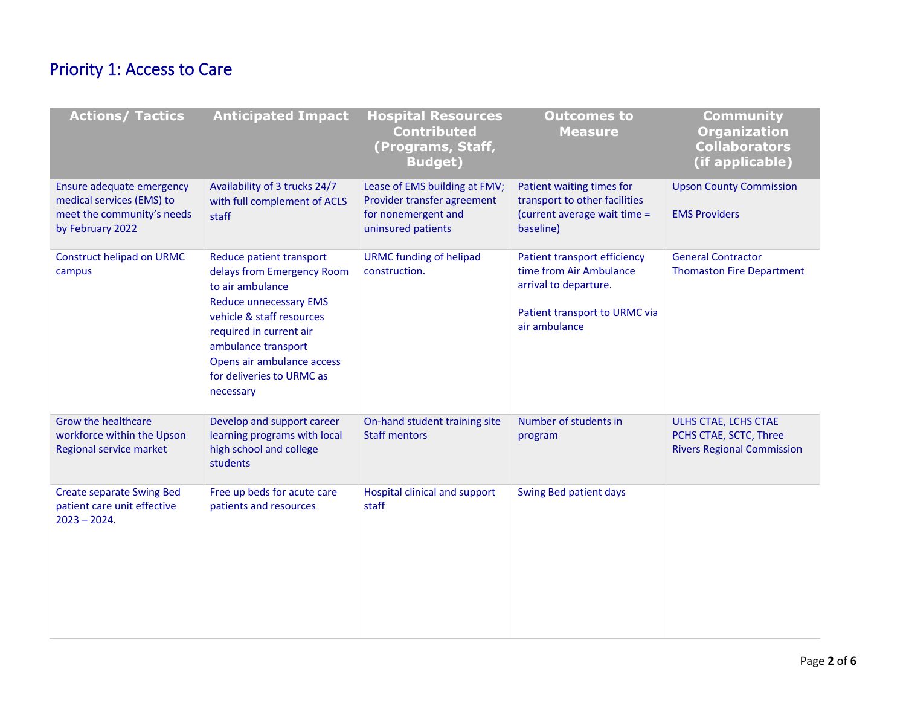## Priority 1: Access to Care

| Actions/ Tactics | Anticipated Impact | Hospital Resources Contributed (Programs, Staff, Budget) | Outcomes to Measure | Community Organization Collaborators (if applicable) |
|---|---|---|---|---|
| Ensure adequate emergency medical services (EMS) to meet the community's needs by February 2022 | Availability of 3 trucks 24/7 with full complement of ACLS staff | Lease of EMS building at FMV; Provider transfer agreement for nonemergent and uninsured patients | Patient waiting times for transport to other facilities (current average wait time = baseline) | Upson County Commission<br><br>EMS Providers |
| Construct helipad on URMC campus | Reduce patient transport delays from Emergency Room to air ambulance<br>Reduce unnecessary EMS vehicle & staff resources required in current air ambulance transport<br>Opens air ambulance access for deliveries to URMC as necessary | URMC funding of helipad construction. | Patient transport efficiency time from Air Ambulance arrival to departure.<br><br>Patient transport to URMC via air ambulance | General Contractor<br>Thomaston Fire Department |
| Grow the healthcare workforce within the Upson Regional service market | Develop and support career learning programs with local high school and college students | On-hand student training site<br>Staff mentors | Number of students in program | ULHS CTAE, LCHS CTAE<br>PCHS CTAE, SCTC, Three Rivers Regional Commission |
| Create separate Swing Bed patient care unit effective 2023 – 2024. | Free up beds for acute care patients and resources | Hospital clinical and support staff | Swing Bed patient days | |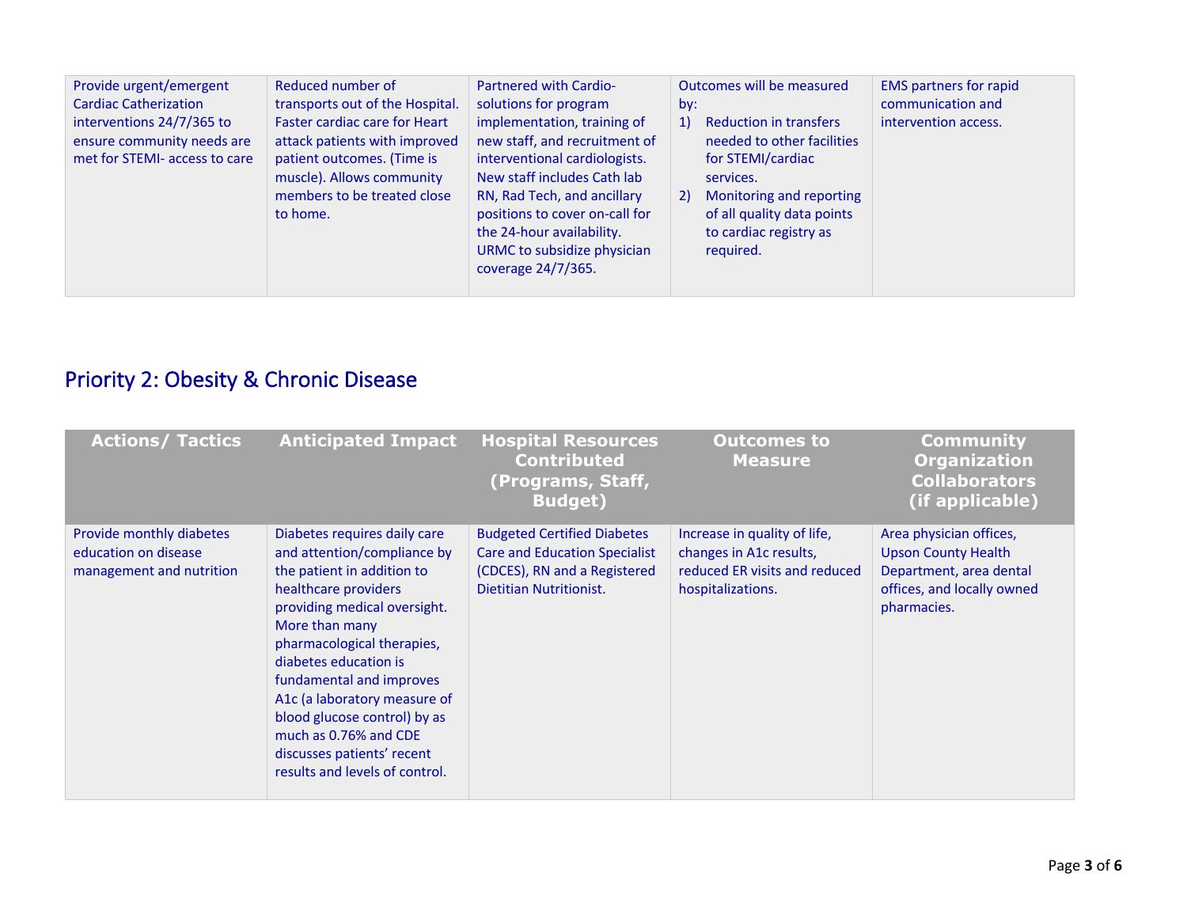| | | | | |
|---|---|---|---|---|
| Provide urgent/emergent Cardiac Catherization interventions 24/7/365 to ensure community needs are met for STEMI- access to care | Reduced number of transports out of the Hospital. Faster cardiac care for Heart attack patients with improved patient outcomes. (Time is muscle). Allows community members to be treated close to home. | Partnered with Cardio-solutions for program implementation, training of new staff, and recruitment of interventional cardiologists. New staff includes Cath lab RN, Rad Tech, and ancillary positions to cover on-call for the 24-hour availability. URMC to subsidize physician coverage 24/7/365. | Outcomes will be measured by:<br>1) Reduction in transfers needed to other facilities for STEMI/cardiac services.<br>2) Monitoring and reporting of all quality data points to cardiac registry as required. | EMS partners for rapid communication and intervention access. |

## Priority 2: Obesity & Chronic Disease

| Actions/ Tactics | Anticipated Impact | Hospital Resources Contributed (Programs, Staff, Budget) | Outcomes to Measure | Community Organization Collaborators (if applicable) |
|---|---|---|---|---|
| Provide monthly diabetes education on disease management and nutrition | Diabetes requires daily care and attention/compliance by the patient in addition to healthcare providers providing medical oversight. More than many pharmacological therapies, diabetes education is fundamental and improves A1c (a laboratory measure of blood glucose control) by as much as 0.76% and CDE discusses patients' recent results and levels of control. | Budgeted Certified Diabetes Care and Education Specialist (CDCES), RN and a Registered Dietitian Nutritionist. | Increase in quality of life, changes in A1c results, reduced ER visits and reduced hospitalizations. | Area physician offices, Upson County Health Department, area dental offices, and locally owned pharmacies. |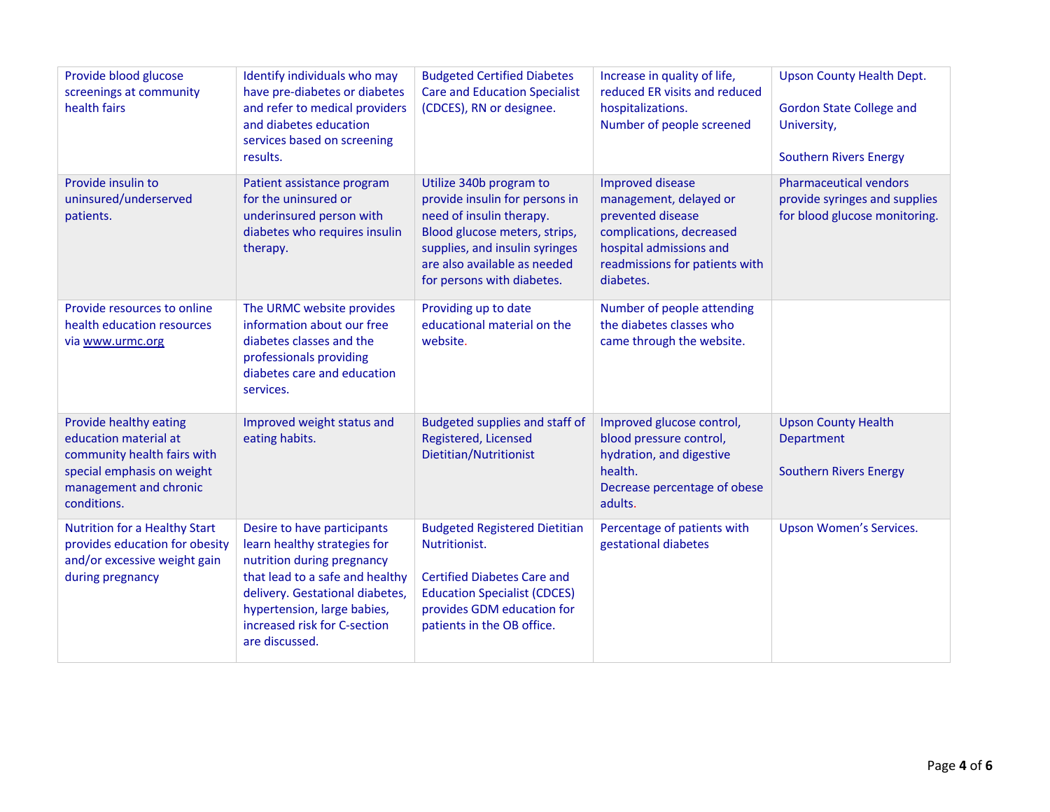| | | | | |
|---|---|---|---|---|
| Provide blood glucose screenings at community health fairs | Identify individuals who may have pre-diabetes or diabetes and refer to medical providers and diabetes education services based on screening results. | Budgeted Certified Diabetes Care and Education Specialist (CDCES), RN or designee. | Increase in quality of life, reduced ER visits and reduced hospitalizations.<br>Number of people screened | Upson County Health Dept.<br><br>Gordon State College and University,<br><br>Southern Rivers Energy |
| Provide insulin to uninsured/underserved patients. | Patient assistance program for the uninsured or underinsured person with diabetes who requires insulin therapy. | Utilize 340b program to provide insulin for persons in need of insulin therapy. Blood glucose meters, strips, supplies, and insulin syringes are also available as needed for persons with diabetes. | Improved disease management, delayed or prevented disease complications, decreased hospital admissions and readmissions for patients with diabetes. | Pharmaceutical vendors provide syringes and supplies for blood glucose monitoring. |
| Provide resources to online health education resources via www.urmc.org | The URMC website provides information about our free diabetes classes and the professionals providing diabetes care and education services. | Providing up to date educational material on the website. | Number of people attending the diabetes classes who came through the website. | |
| Provide healthy eating education material at community health fairs with special emphasis on weight management and chronic conditions. | Improved weight status and eating habits. | Budgeted supplies and staff of Registered, Licensed Dietitian/Nutritionist | Improved glucose control, blood pressure control, hydration, and digestive health.<br>Decrease percentage of obese adults. | Upson County Health Department<br><br>Southern Rivers Energy |
| Nutrition for a Healthy Start provides education for obesity and/or excessive weight gain during pregnancy | Desire to have participants learn healthy strategies for nutrition during pregnancy that lead to a safe and healthy delivery. Gestational diabetes, hypertension, large babies, increased risk for C-section are discussed. | Budgeted Registered Dietitian Nutritionist.<br><br>Certified Diabetes Care and Education Specialist (CDCES) provides GDM education for patients in the OB office. | Percentage of patients with gestational diabetes | Upson Women's Services. |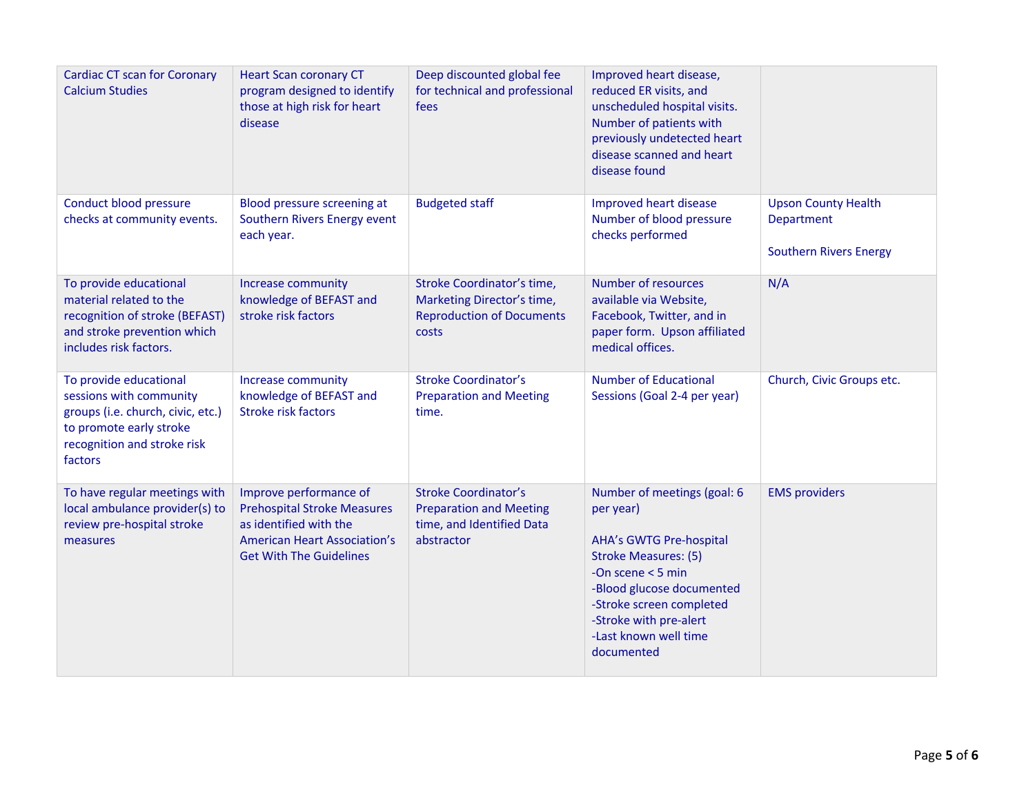| | | | | |
|---|---|---|---|---|
| Cardiac CT scan for Coronary Calcium Studies | Heart Scan coronary CT program designed to identify those at high risk for heart disease | Deep discounted global fee for technical and professional fees | Improved heart disease, reduced ER visits, and unscheduled hospital visits. Number of patients with previously undetected heart disease scanned and heart disease found | |
| Conduct blood pressure checks at community events. | Blood pressure screening at Southern Rivers Energy event each year. | Budgeted staff | Improved heart disease Number of blood pressure checks performed | Upson County Health Department<br><br>Southern Rivers Energy |
| To provide educational material related to the recognition of stroke (BEFAST) and stroke prevention which includes risk factors. | Increase community knowledge of BEFAST and stroke risk factors | Stroke Coordinator's time, Marketing Director's time, Reproduction of Documents costs | Number of resources available via Website, Facebook, Twitter, and in paper form. Upson affiliated medical offices. | N/A |
| To provide educational sessions with community groups (i.e. church, civic, etc.) to promote early stroke recognition and stroke risk factors | Increase community knowledge of BEFAST and Stroke risk factors | Stroke Coordinator's Preparation and Meeting time. | Number of Educational Sessions (Goal 2-4 per year) | Church, Civic Groups etc. |
| To have regular meetings with local ambulance provider(s) to review pre-hospital stroke measures | Improve performance of Prehospital Stroke Measures as identified with the American Heart Association's Get With The Guidelines | Stroke Coordinator's Preparation and Meeting time, and Identified Data abstractor | Number of meetings (goal: 6 per year)<br><br>AHA's GWTG Pre-hospital Stroke Measures: (5)<br>-On scene < 5 min<br>-Blood glucose documented<br>-Stroke screen completed<br>-Stroke with pre-alert<br>-Last known well time documented | EMS providers |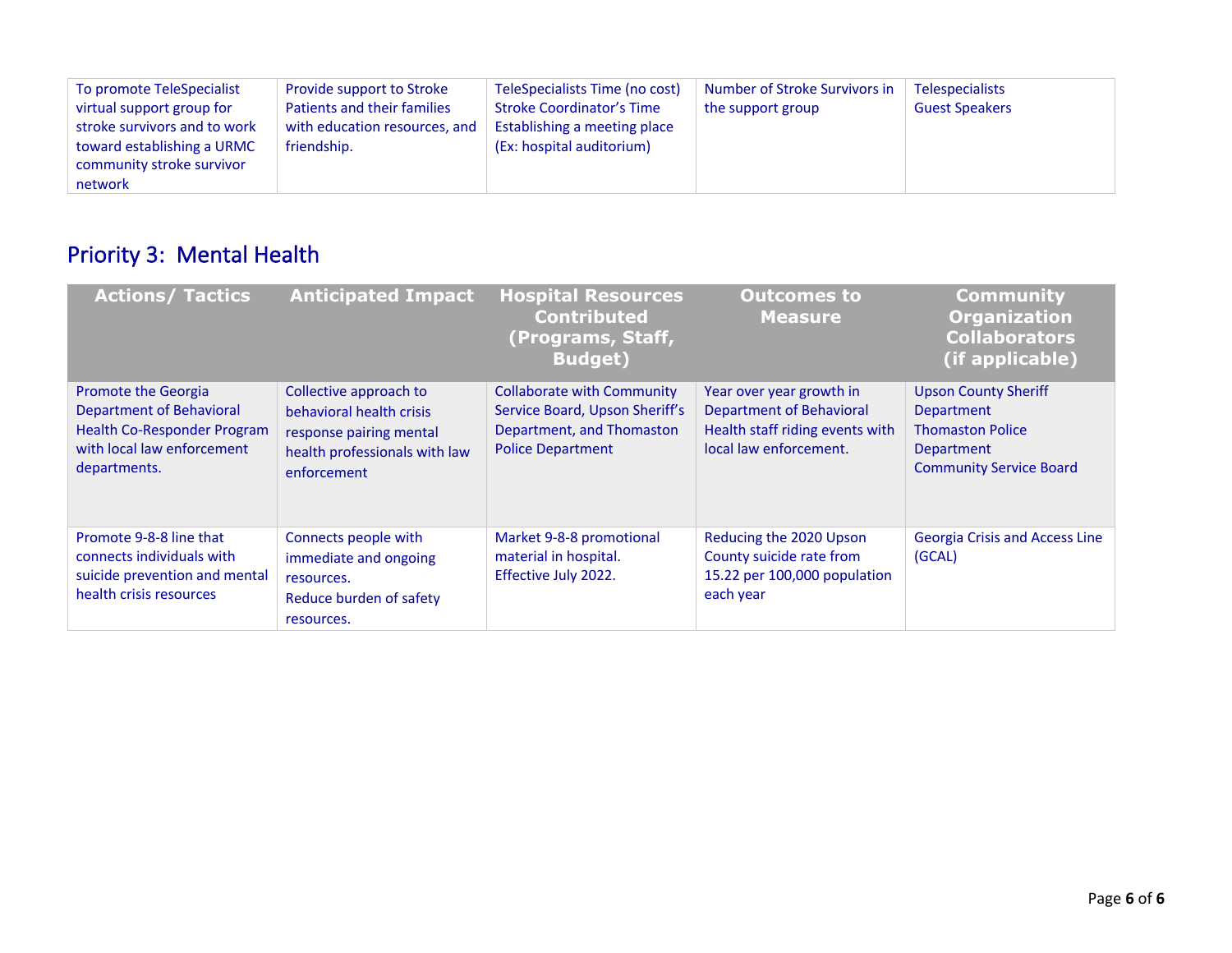| | | | | |
|---|---|---|---|---|
| To promote TeleSpecialist virtual support group for stroke survivors and to work toward establishing a URMC community stroke survivor network | Provide support to Stroke Patients and their families with education resources, and friendship. | TeleSpecialists Time (no cost)<br>Stroke Coordinator's Time<br>Establishing a meeting place (Ex: hospital auditorium) | Number of Stroke Survivors in the support group | Telespecialists<br>Guest Speakers |

## Priority 3: Mental Health

| Actions/ Tactics | Anticipated Impact | Hospital Resources Contributed (Programs, Staff, Budget) | Outcomes to Measure | Community Organization Collaborators (if applicable) |
|---|---|---|---|---|
| Promote the Georgia Department of Behavioral Health Co-Responder Program with local law enforcement departments. | Collective approach to behavioral health crisis response pairing mental health professionals with law enforcement | Collaborate with Community Service Board, Upson Sheriff's Department, and Thomaston Police Department | Year over year growth in Department of Behavioral Health staff riding events with local law enforcement. | Upson County Sheriff Department<br>Thomaston Police Department<br>Community Service Board |
| Promote 9-8-8 line that connects individuals with suicide prevention and mental health crisis resources | Connects people with immediate and ongoing resources.<br>Reduce burden of safety resources. | Market 9-8-8 promotional material in hospital. Effective July 2022. | Reducing the 2020 Upson County suicide rate from 15.22 per 100,000 population each year | Georgia Crisis and Access Line (GCAL) |